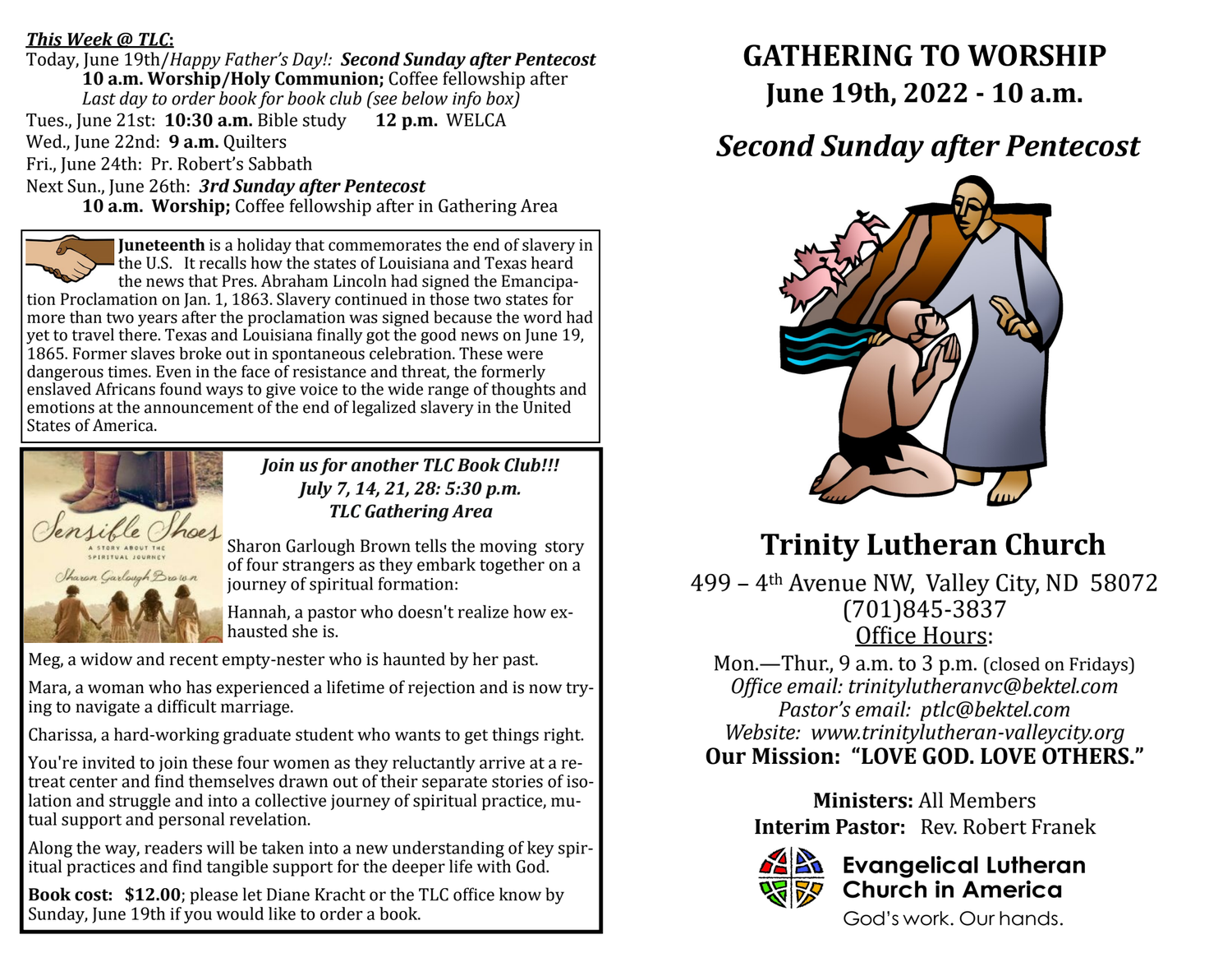***This Week @ TLC:***

Today, June 19th/*Happy Father's Day!*: ***Second Sunday after Pentecost***
**10 a.m. Worship/Holy Communion;** Coffee fellowship after
*Last day to order book for book club (see below info box)*

Tues., June 21st: **10:30 a.m.** Bible study **12 p.m.** WELCA
Wed., June 22nd: **9 a.m.** Quilters
Fri., June 24th: Pr. Robert's Sabbath
Next Sun., June 26th: ***3rd Sunday after Pentecost***
**10 a.m. Worship;** Coffee fellowship after in Gathering Area

**Juneteenth** is a holiday that commemorates the end of slavery in the U.S. It recalls how the states of Louisiana and Texas heard the news that Pres. Abraham Lincoln had signed the Emancipation Proclamation on Jan. 1, 1863. Slavery continued in those two states for more than two years after the proclamation was signed because the word had yet to travel there. Texas and Louisiana finally got the good news on June 19, 1865. Former slaves broke out in spontaneous celebration. These were dangerous times. Even in the face of resistance and threat, the formerly enslaved Africans found ways to give voice to the wide range of thoughts and emotions at the announcement of the end of legalized slavery in the United States of America.

***Join us for another TLC Book Club!!!***
***July 7, 14, 21, 28: 5:30 p.m.***
***TLC Gathering Area***

Sharon Garlough Brown tells the moving story of four strangers as they embark together on a journey of spiritual formation:

Hannah, a pastor who doesn't realize how exhausted she is.

Meg, a widow and recent empty-nester who is haunted by her past.

Mara, a woman who has experienced a lifetime of rejection and is now trying to navigate a difficult marriage.

Charissa, a hard-working graduate student who wants to get things right.

You're invited to join these four women as they reluctantly arrive at a retreat center and find themselves drawn out of their separate stories of isolation and struggle and into a collective journey of spiritual practice, mutual support and personal revelation.

Along the way, readers will be taken into a new understanding of key spiritual practices and find tangible support for the deeper life with God.

**Book cost: $12.00**; please let Diane Kracht or the TLC office know by Sunday, June 19th if you would like to order a book.

# GATHERING TO WORSHIP
## June 19th, 2022 - 10 a.m.

## *Second Sunday after Pentecost*

## Trinity Lutheran Church

499 – 4th Avenue NW, Valley City, ND 58072
(701)845-3837
Office Hours:
Mon.—Thur., 9 a.m. to 3 p.m. (closed on Fridays)
*Office email: trinitylutheranvc@bektel.com*
*Pastor's email: ptlc@bektel.com*
*Website: www.trinitylutheran-valleycity.org*
**Our Mission: "LOVE GOD. LOVE OTHERS."**

**Ministers:** All Members
**Interim Pastor:** Rev. Robert Franek

**Evangelical Lutheran Church in America**
God's work. Our hands.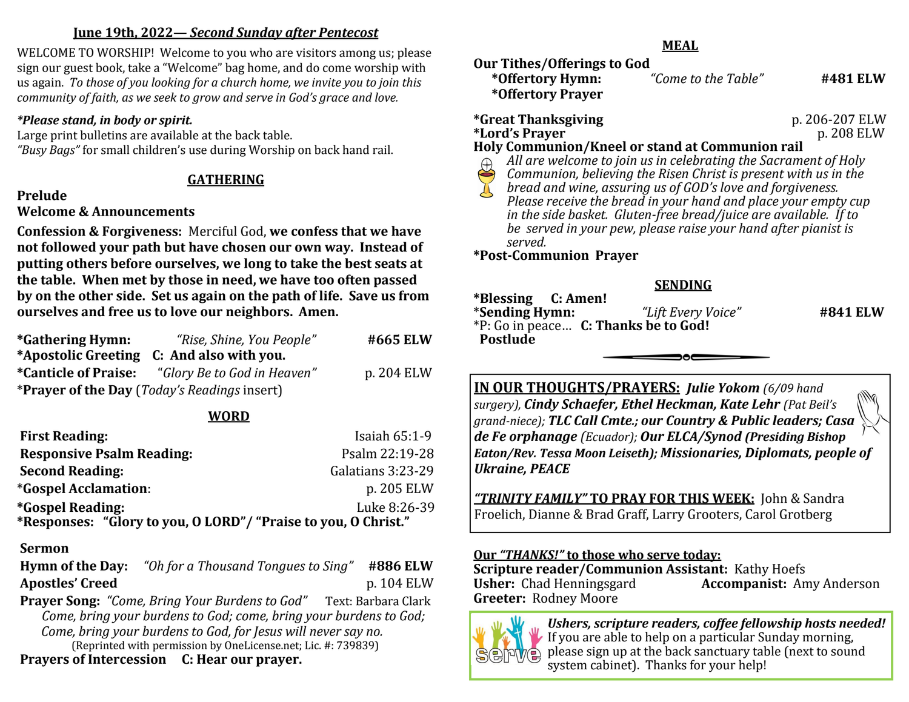## June 19th, 2022— *Second Sunday after Pentecost*

WELCOME TO WORSHIP! Welcome to you who are visitors among us; please sign our guest book, take a "Welcome" bag home, and do come worship with us again. *To those of you looking for a church home, we invite you to join this community of faith, as we seek to grow and serve in God's grace and love.*

***Please stand, in body or spirit.***
Large print bulletins are available at the back table.
*"Busy Bags"* for small children's use during Worship on back hand rail.

### GATHERING

**Prelude**
**Welcome & Announcements**

**Confession & Forgiveness:** Merciful God, **we confess that we have not followed your path but have chosen our own way. Instead of putting others before ourselves, we long to take the best seats at the table. When met by those in need, we have too often passed by on the other side. Set us again on the path of life. Save us from ourselves and free us to love our neighbors. Amen.**

**\*Gathering Hymn:** *"Rise, Shine, You People"* **#665 ELW**
**\*Apostolic Greeting C: And also with you.**
**\*Canticle of Praise:** *"Glory Be to God in Heaven"* p. 204 ELW
\***Prayer of the Day** (*Today's Readings* insert)

### WORD

**First Reading:** Isaiah 65:1-9
**Responsive Psalm Reading:** Psalm 22:19-28
**Second Reading:** Galatians 3:23-29
\***Gospel Acclamation**: p. 205 ELW
**\*Gospel Reading:** Luke 8:26-39
**\*Responses: "Glory to you, O LORD"/ "Praise to you, O Christ."**

**Sermon**
**Hymn of the Day:** *"Oh for a Thousand Tongues to Sing"* **#886 ELW**
**Apostles' Creed** p. 104 ELW
**Prayer Song:** *"Come, Bring Your Burdens to God"* Text: Barbara Clark
*Come, bring your burdens to God; come, bring your burdens to God;*
*Come, bring your burdens to God, for Jesus will never say no.*
(Reprinted with permission by OneLicense.net; Lic. #: 739839)
**Prayers of Intercession C: Hear our prayer.**

### MEAL

**Our Tithes/Offerings to God**
**\*Offertory Hymn:** *"Come to the Table"* **#481 ELW**
**\*Offertory Prayer**

**\*Great Thanksgiving** p. 206-207 ELW
**\*Lord's Prayer** p. 208 ELW
**Holy Communion/Kneel or stand at Communion rail**
*All are welcome to join us in celebrating the Sacrament of Holy Communion, believing the Risen Christ is present with us in the bread and wine, assuring us of GOD's love and forgiveness. Please receive the bread in your hand and place your empty cup in the side basket. Gluten-free bread/juice are available. If to be served in your pew, please raise your hand after pianist is served.*
**\*Post-Communion Prayer**

### SENDING

**\*Blessing C: Amen!**
**\*Sending Hymn:** *"Lift Every Voice"* **#841 ELW**
\*P: Go in peace… **C: Thanks be to God!**
**Postlude**

---

**IN OUR THOUGHTS/PRAYERS:** ***Julie Yokom*** *(6/09 hand surgery)*, ***Cindy Schaefer, Ethel Heckman, Kate Lehr*** *(Pat Beil's grand-niece)*; ***TLC Call Cmte.; our Country & Public leaders; Casa de Fe orphanage*** *(Ecuador)*; ***Our ELCA/Synod (Presiding Bishop Eaton/Rev. Tessa Moon Leiseth); Missionaries, Diplomats, people of Ukraine, PEACE***

***"TRINITY FAMILY"* TO PRAY FOR THIS WEEK:** John & Sandra Froelich, Dianne & Brad Graff, Larry Grooters, Carol Grotberg

**Our *"THANKS!"* to those who serve today:**
**Scripture reader/Communion Assistant:** Kathy Hoefs
**Usher:** Chad Henningsgard **Accompanist:** Amy Anderson
**Greeter:** Rodney Moore

***Ushers, scripture readers, coffee fellowship hosts needed!*** If you are able to help on a particular Sunday morning, please sign up at the back sanctuary table (next to sound system cabinet). Thanks for your help!